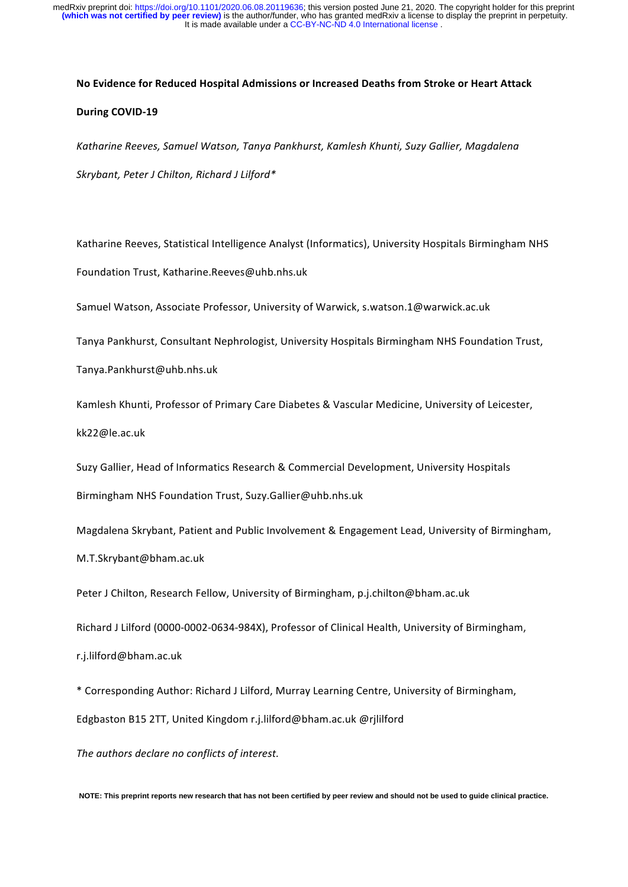**No Evidence for Reduced Hospital Admissions or Increased Deaths from Stroke or Heart Attack During COVID-19**

*Katharine Reeves, Samuel Watson, Tanya Pankhurst, Kamlesh Khunti, Suzy Gallier, Magdalena Skrybant, Peter J Chilton, Richard J Lilford**

Katharine Reeves, Statistical Intelligence Analyst (Informatics), University Hospitals Birmingham NHS Foundation Trust, Katharine.Reeves@uhb.nhs.uk

Samuel Watson, Associate Professor, University of Warwick, s.watson.1@warwick.ac.uk

Tanya Pankhurst, Consultant Nephrologist, University Hospitals Birmingham NHS Foundation Trust, Tanya.Pankhurst@uhb.nhs.uk

Kamlesh Khunti, Professor of Primary Care Diabetes & Vascular Medicine, University of Leicester, kk22@le.ac.uk

Suzy Gallier, Head of Informatics Research & Commercial Development, University Hospitals Birmingham NHS Foundation Trust, Suzy.Gallier@uhb.nhs.uk

Magdalena Skrybant, Patient and Public Involvement & Engagement Lead, University of Birmingham, M.T.Skrybant@bham.ac.uk

Peter J Chilton, Research Fellow, University of Birmingham, p.j.chilton@bham.ac.uk

Richard J Lilford (0000-0002-0634-984X), Professor of Clinical Health, University of Birmingham, r.j.lilford@bham.ac.uk

* Corresponding Author: Richard J Lilford, Murray Learning Centre, University of Birmingham, Edgbaston B15 2TT, United Kingdom r.j.lilford@bham.ac.uk @rjlilford

*The authors declare no conflicts of interest.*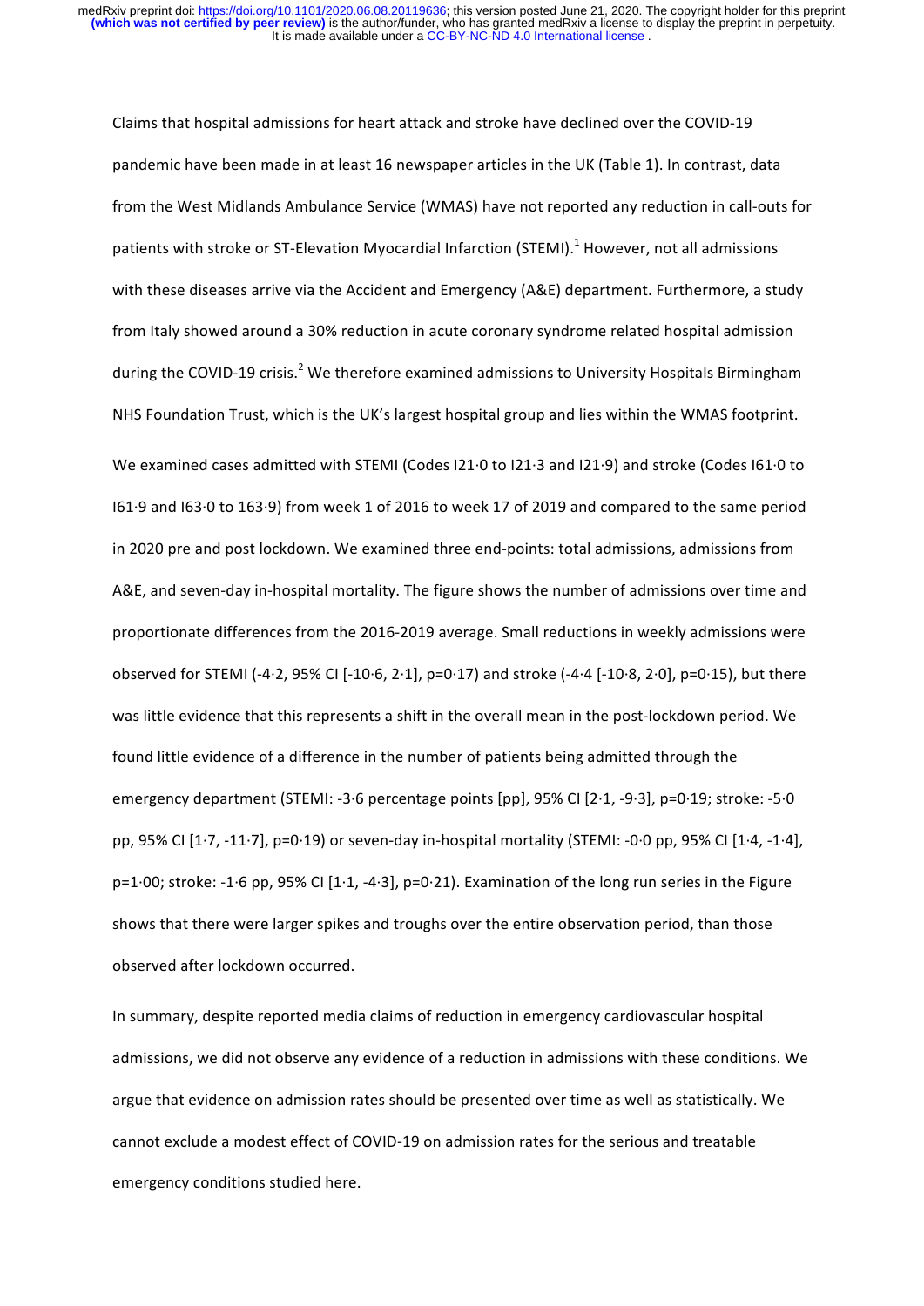Claims that hospital admissions for heart attack and stroke have declined over the COVID-19 pandemic have been made in at least 16 newspaper articles in the UK (Table 1). In contrast, data from the West Midlands Ambulance Service (WMAS) have not reported any reduction in call-outs for patients with stroke or ST-Elevation Myocardial Infarction (STEMI).[1] However, not all admissions with these diseases arrive via the Accident and Emergency (A&E) department. Furthermore, a study from Italy showed around a 30% reduction in acute coronary syndrome related hospital admission during the COVID-19 crisis.[2] We therefore examined admissions to University Hospitals Birmingham NHS Foundation Trust, which is the UK's largest hospital group and lies within the WMAS footprint.

We examined cases admitted with STEMI (Codes I21·0 to I21·3 and I21·9) and stroke (Codes I61·0 to I61·9 and I63·0 to 163·9) from week 1 of 2016 to week 17 of 2019 and compared to the same period in 2020 pre and post lockdown. We examined three end-points: total admissions, admissions from A&E, and seven-day in-hospital mortality. The figure shows the number of admissions over time and proportionate differences from the 2016-2019 average. Small reductions in weekly admissions were observed for STEMI (-4·2, 95% CI [-10·6, 2·1], p=0·17) and stroke (-4·4 [-10·8, 2·0], p=0·15), but there was little evidence that this represents a shift in the overall mean in the post-lockdown period. We found little evidence of a difference in the number of patients being admitted through the emergency department (STEMI: -3·6 percentage points [pp], 95% CI [2·1, -9·3], p=0·19; stroke: -5·0 pp, 95% CI [1·7, -11·7], p=0·19) or seven-day in-hospital mortality (STEMI: -0·0 pp, 95% CI [1·4, -1·4], p=1·00; stroke: -1·6 pp, 95% CI [1·1, -4·3], p=0·21). Examination of the long run series in the Figure shows that there were larger spikes and troughs over the entire observation period, than those observed after lockdown occurred.

In summary, despite reported media claims of reduction in emergency cardiovascular hospital admissions, we did not observe any evidence of a reduction in admissions with these conditions. We argue that evidence on admission rates should be presented over time as well as statistically. We cannot exclude a modest effect of COVID-19 on admission rates for the serious and treatable emergency conditions studied here.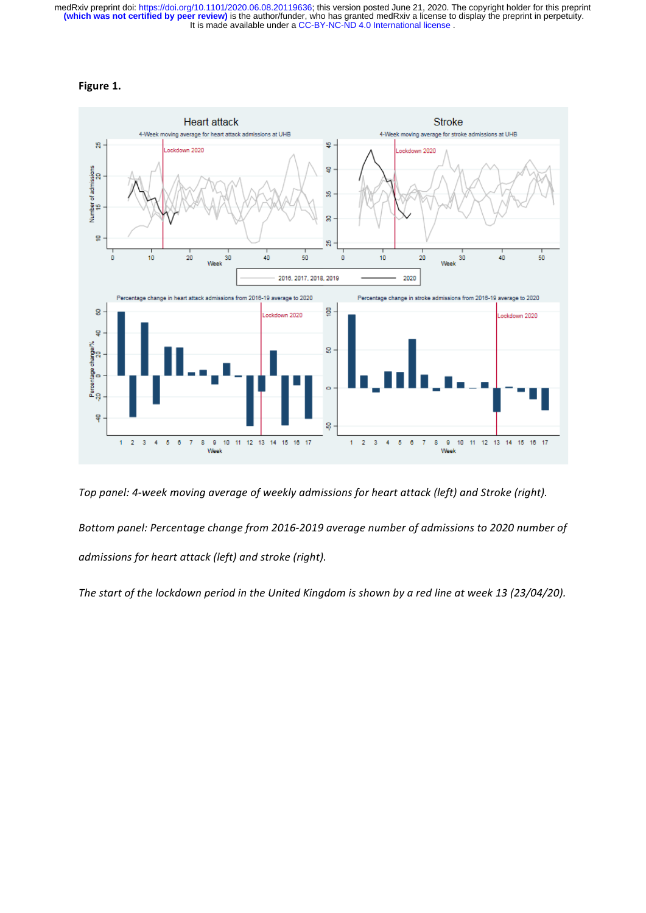**Figure 1.**

*Top panel: 4-week moving average of weekly admissions for heart attack (left) and Stroke (right).*

*Bottom panel: Percentage change from 2016-2019 average number of admissions to 2020 number of admissions for heart attack (left) and stroke (right).*

*The start of the lockdown period in the United Kingdom is shown by a red line at week 13 (23/04/20).*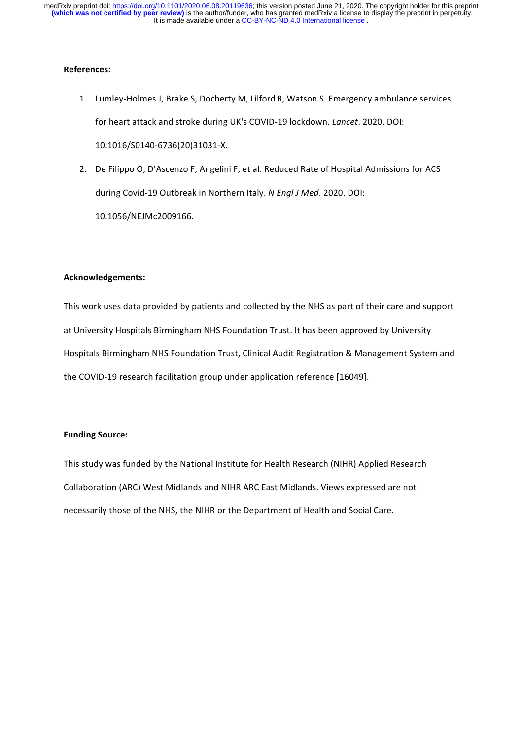**References:**

1. Lumley-Holmes J, Brake S, Docherty M, Lilford R, Watson S. Emergency ambulance services for heart attack and stroke during UK's COVID-19 lockdown. *Lancet*. 2020. DOI: 10.1016/S0140-6736(20)31031-X.
2. De Filippo O, D'Ascenzo F, Angelini F, et al. Reduced Rate of Hospital Admissions for ACS during Covid-19 Outbreak in Northern Italy. *N Engl J Med*. 2020. DOI: 10.1056/NEJMc2009166.

**Acknowledgements:**

This work uses data provided by patients and collected by the NHS as part of their care and support at University Hospitals Birmingham NHS Foundation Trust. It has been approved by University Hospitals Birmingham NHS Foundation Trust, Clinical Audit Registration & Management System and the COVID-19 research facilitation group under application reference [16049].

**Funding Source:**

This study was funded by the National Institute for Health Research (NIHR) Applied Research Collaboration (ARC) West Midlands and NIHR ARC East Midlands. Views expressed are not necessarily those of the NHS, the NIHR or the Department of Health and Social Care.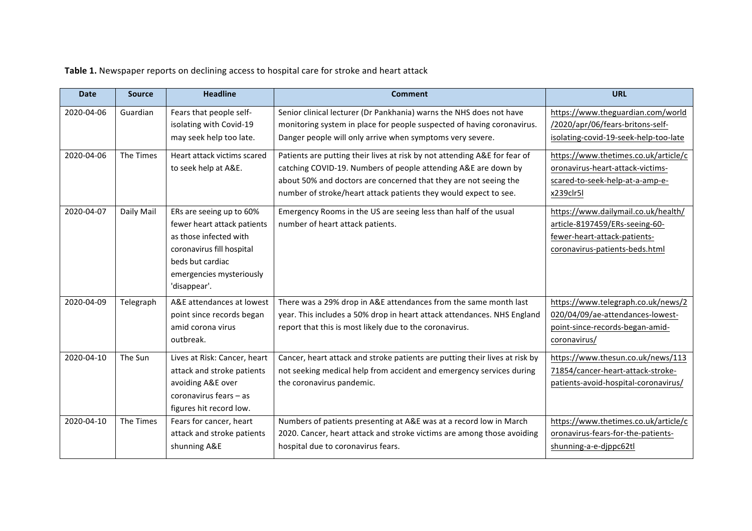**Table 1.** Newspaper reports on declining access to hospital care for stroke and heart attack

| Date | Source | Headline | Comment | URL |
|---|---|---|---|---|
| 2020-04-06 | Guardian | Fears that people self-isolating with Covid-19 may seek help too late. | Senior clinical lecturer (Dr Pankhania) warns the NHS does not have monitoring system in place for people suspected of having coronavirus. Danger people will only arrive when symptoms very severe. | https://www.theguardian.com/world/2020/apr/06/fears-britons-self-isolating-covid-19-seek-help-too-late |
| 2020-04-06 | The Times | Heart attack victims scared to seek help at A&E. | Patients are putting their lives at risk by not attending A&E for fear of catching COVID-19. Numbers of people attending A&E are down by about 50% and doctors are concerned that they are not seeing the number of stroke/heart attack patients they would expect to see. | https://www.thetimes.co.uk/article/coronavirus-heart-attack-victims-scared-to-seek-help-at-a-amp-e-x239clr5l |
| 2020-04-07 | Daily Mail | ERs are seeing up to 60% fewer heart attack patients as those infected with coronavirus fill hospital beds but cardiac emergencies mysteriously 'disappear'. | Emergency Rooms in the US are seeing less than half of the usual number of heart attack patients. | https://www.dailymail.co.uk/health/article-8197459/ERs-seeing-60-fewer-heart-attack-patients-coronavirus-patients-beds.html |
| 2020-04-09 | Telegraph | A&E attendances at lowest point since records began amid corona virus outbreak. | There was a 29% drop in A&E attendances from the same month last year. This includes a 50% drop in heart attack attendances. NHS England report that this is most likely due to the coronavirus. | https://www.telegraph.co.uk/news/2020/04/09/ae-attendances-lowest-point-since-records-began-amid-coronavirus/ |
| 2020-04-10 | The Sun | Lives at Risk: Cancer, heart attack and stroke patients avoiding A&E over coronavirus fears – as figures hit record low. | Cancer, heart attack and stroke patients are putting their lives at risk by not seeking medical help from accident and emergency services during the coronavirus pandemic. | https://www.thesun.co.uk/news/11371854/cancer-heart-attack-stroke-patients-avoid-hospital-coronavirus/ |
| 2020-04-10 | The Times | Fears for cancer, heart attack and stroke patients shunning A&E | Numbers of patients presenting at A&E was at a record low in March 2020. Cancer, heart attack and stroke victims are among those avoiding hospital due to coronavirus fears. | https://www.thetimes.co.uk/article/coronavirus-fears-for-the-patients-shunning-a-e-djppc62tl |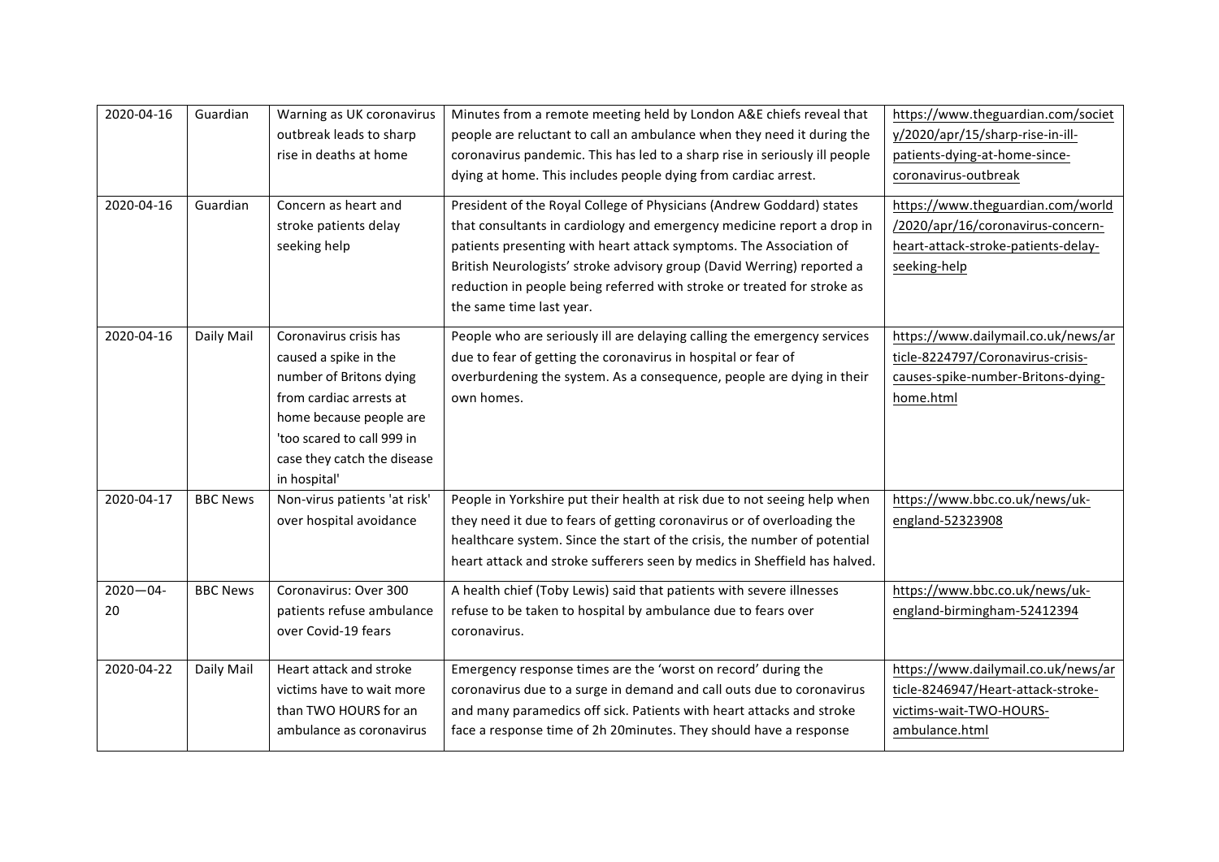| 2020-04-16 | Guardian | Warning as UK coronavirus outbreak leads to sharp rise in deaths at home | Minutes from a remote meeting held by London A&E chiefs reveal that people are reluctant to call an ambulance when they need it during the coronavirus pandemic. This has led to a sharp rise in seriously ill people dying at home. This includes people dying from cardiac arrest. | https://www.theguardian.com/society/2020/apr/15/sharp-rise-in-ill-patients-dying-at-home-since-coronavirus-outbreak |
|---|---|---|---|---|
| 2020-04-16 | Guardian | Concern as heart and stroke patients delay seeking help | President of the Royal College of Physicians (Andrew Goddard) states that consultants in cardiology and emergency medicine report a drop in patients presenting with heart attack symptoms. The Association of British Neurologists' stroke advisory group (David Werring) reported a reduction in people being referred with stroke or treated for stroke as the same time last year. | https://www.theguardian.com/world/2020/apr/16/coronavirus-concern-heart-attack-stroke-patients-delay-seeking-help |
| 2020-04-16 | Daily Mail | Coronavirus crisis has caused a spike in the number of Britons dying from cardiac arrests at home because people are 'too scared to call 999 in case they catch the disease in hospital' | People who are seriously ill are delaying calling the emergency services due to fear of getting the coronavirus in hospital or fear of overburdening the system. As a consequence, people are dying in their own homes. | https://www.dailymail.co.uk/news/article-8224797/Coronavirus-crisis-causes-spike-number-Britons-dying-home.html |
| 2020-04-17 | BBC News | Non-virus patients 'at risk' over hospital avoidance | People in Yorkshire put their health at risk due to not seeing help when they need it due to fears of getting coronavirus or of overloading the healthcare system. Since the start of the crisis, the number of potential heart attack and stroke sufferers seen by medics in Sheffield has halved. | https://www.bbc.co.uk/news/uk-england-52323908 |
| 2020—04-20 | BBC News | Coronavirus: Over 300 patients refuse ambulance over Covid-19 fears | A health chief (Toby Lewis) said that patients with severe illnesses refuse to be taken to hospital by ambulance due to fears over coronavirus. | https://www.bbc.co.uk/news/uk-england-birmingham-52412394 |
| 2020-04-22 | Daily Mail | Heart attack and stroke victims have to wait more than TWO HOURS for an ambulance as coronavirus | Emergency response times are the 'worst on record' during the coronavirus due to a surge in demand and call outs due to coronavirus and many paramedics off sick. Patients with heart attacks and stroke face a response time of 2h 20minutes. They should have a response | https://www.dailymail.co.uk/news/article-8246947/Heart-attack-stroke-victims-wait-TWO-HOURS-ambulance.html |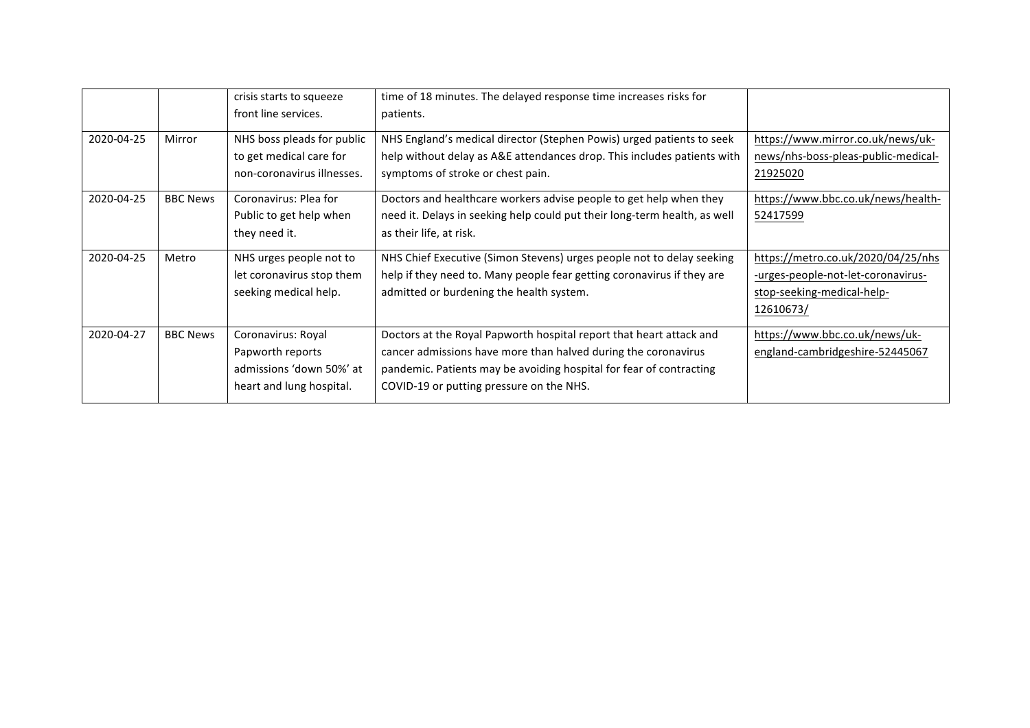| | | | | |
|---|---|---|---|---|
| | | crisis starts to squeeze front line services. | time of 18 minutes. The delayed response time increases risks for patients. | |
| 2020-04-25 | Mirror | NHS boss pleads for public to get medical care for non-coronavirus illnesses. | NHS England's medical director (Stephen Powis) urged patients to seek help without delay as A&E attendances drop. This includes patients with symptoms of stroke or chest pain. | https://www.mirror.co.uk/news/uk-news/nhs-boss-pleas-public-medical-21925020 |
| 2020-04-25 | BBC News | Coronavirus: Plea for Public to get help when they need it. | Doctors and healthcare workers advise people to get help when they need it. Delays in seeking help could put their long-term health, as well as their life, at risk. | https://www.bbc.co.uk/news/health-52417599 |
| 2020-04-25 | Metro | NHS urges people not to let coronavirus stop them seeking medical help. | NHS Chief Executive (Simon Stevens) urges people not to delay seeking help if they need to. Many people fear getting coronavirus if they are admitted or burdening the health system. | https://metro.co.uk/2020/04/25/nhs-urges-people-not-let-coronavirus-stop-seeking-medical-help-12610673/ |
| 2020-04-27 | BBC News | Coronavirus: Royal Papworth reports admissions 'down 50%' at heart and lung hospital. | Doctors at the Royal Papworth hospital report that heart attack and cancer admissions have more than halved during the coronavirus pandemic. Patients may be avoiding hospital for fear of contracting COVID-19 or putting pressure on the NHS. | https://www.bbc.co.uk/news/uk-england-cambridgeshire-52445067 |